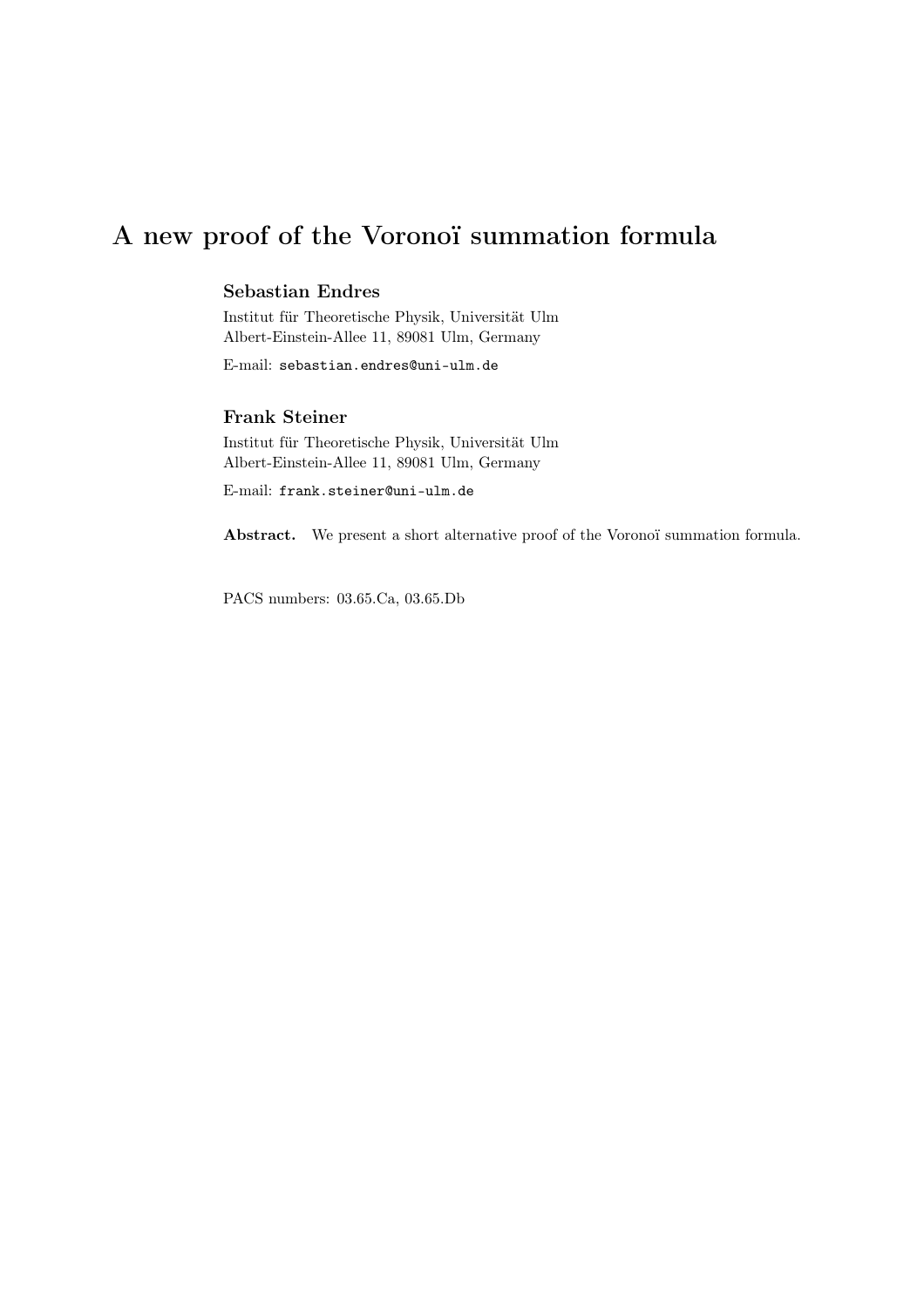# A new proof of the Voronoï summation formula

**Sebastian Endres**

Institut für Theoretische Physik, Universität Ulm
Albert-Einstein-Allee 11, 89081 Ulm, Germany

E-mail: `sebastian.endres@uni-ulm.de`

**Frank Steiner**

Institut für Theoretische Physik, Universität Ulm
Albert-Einstein-Allee 11, 89081 Ulm, Germany

E-mail: `frank.steiner@uni-ulm.de`

**Abstract.** We present a short alternative proof of the Voronoï summation formula.

PACS numbers: 03.65.Ca, 03.65.Db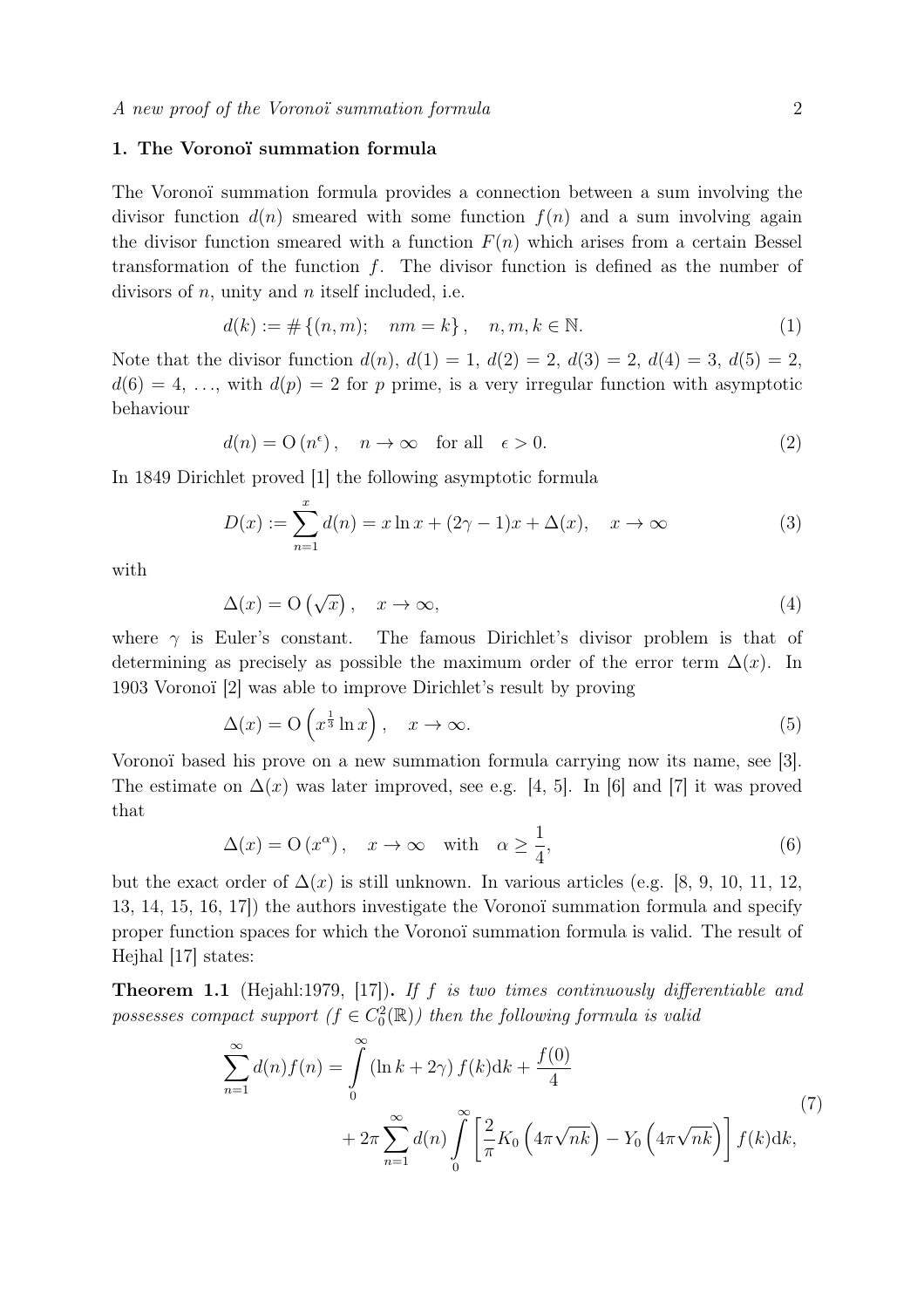## 1. The Voronoï summation formula

The Voronoï summation formula provides a connection between a sum involving the divisor function $d(n)$ smeared with some function $f(n)$ and a sum involving again the divisor function smeared with a function $F(n)$ which arises from a certain Bessel transformation of the function $f$. The divisor function is defined as the number of divisors of $n$, unity and $n$ itself included, i.e.

$$d(k) := \#\{(n,m); \quad nm = k\}, \quad n,m,k \in \mathbb{N}. \tag{1}$$

Note that the divisor function $d(n)$, $d(1) = 1$, $d(2) = 2$, $d(3) = 2$, $d(4) = 3$, $d(5) = 2$, $d(6) = 4$, ..., with $d(p) = 2$ for $p$ prime, is a very irregular function with asymptotic behaviour

$$d(n) = \mathrm{O}\left(n^{\epsilon}\right), \quad n \to \infty \quad \text{for all} \quad \epsilon > 0. \tag{2}$$

In 1849 Dirichlet proved [1] the following asymptotic formula

$$D(x) := \sum_{n=1}^{x} d(n) = x \ln x + (2\gamma - 1)x + \Delta(x), \quad x \to \infty \tag{3}$$

with

$$\Delta(x) = \mathrm{O}\left(\sqrt{x}\right), \quad x \to \infty, \tag{4}$$

where $\gamma$ is Euler's constant. The famous Dirichlet's divisor problem is that of determining as precisely as possible the maximum order of the error term $\Delta(x)$. In 1903 Voronoï [2] was able to improve Dirichlet's result by proving

$$\Delta(x) = \mathrm{O}\left(x^{\frac{1}{3}} \ln x\right), \quad x \to \infty. \tag{5}$$

Voronoï based his prove on a new summation formula carrying now its name, see [3]. The estimate on $\Delta(x)$ was later improved, see e.g. [4, 5]. In [6] and [7] it was proved that

$$\Delta(x) = \mathrm{O}\left(x^{\alpha}\right), \quad x \to \infty \quad \text{with} \quad \alpha \geq \frac{1}{4}, \tag{6}$$

but the exact order of $\Delta(x)$ is still unknown. In various articles (e.g. [8, 9, 10, 11, 12, 13, 14, 15, 16, 17]) the authors investigate the Voronoï summation formula and specify proper function spaces for which the Voronoï summation formula is valid. The result of Hejhal [17] states:

**Theorem 1.1** (Hejahl:1979, [17])**.** *If $f$ is two times continuously differentiable and possesses compact support ($f \in C_0^2(\mathbb{R})$) then the following formula is valid*

$$\begin{aligned}\sum_{n=1}^{\infty} d(n) f(n) = \int_0^{\infty} \left(\ln k + 2\gamma\right) f(k) \mathrm{d}k + \frac{f(0)}{4} \\ + 2\pi \sum_{n=1}^{\infty} d(n) \int_0^{\infty} \left[\frac{2}{\pi} K_0\left(4\pi\sqrt{nk}\right) - Y_0\left(4\pi\sqrt{nk}\right)\right] f(k) \mathrm{d}k,\end{aligned} \tag{7}$$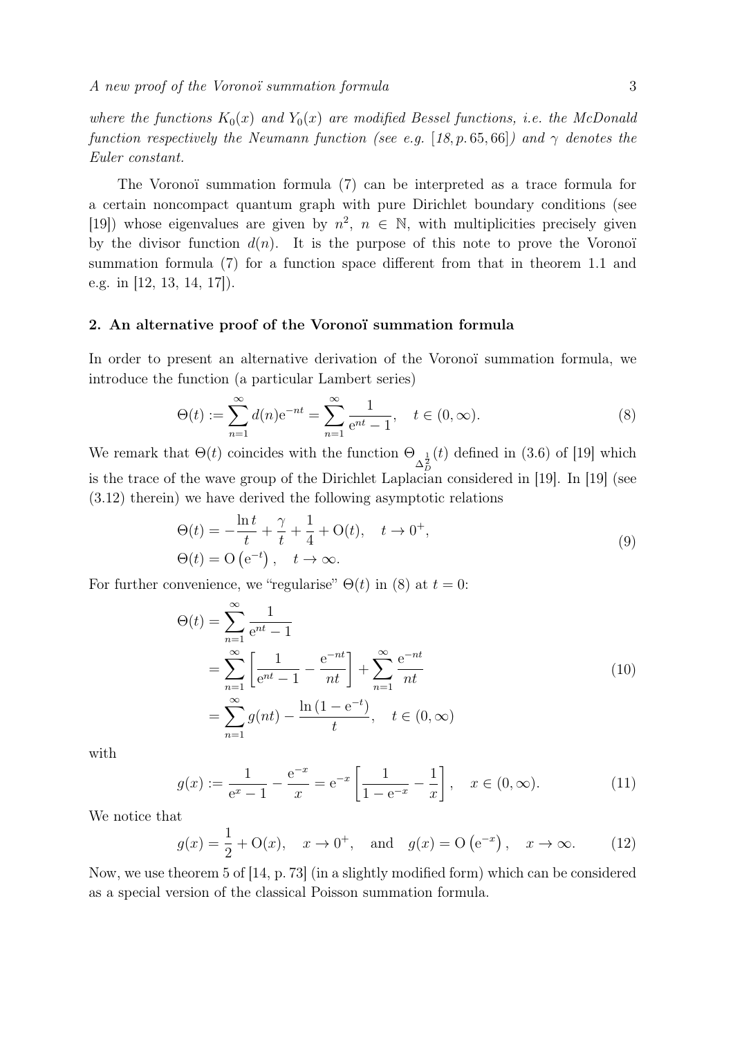*where the functions $K_0(x)$ and $Y_0(x)$ are modified Bessel functions, i.e. the McDonald function respectively the Neumann function (see e.g. [18, p. 65, 66]) and $\gamma$ denotes the Euler constant.*

The Voronoï summation formula (7) can be interpreted as a trace formula for a certain noncompact quantum graph with pure Dirichlet boundary conditions (see [19]) whose eigenvalues are given by $n^2$, $n \in \mathbb{N}$, with multiplicities precisely given by the divisor function $d(n)$. It is the purpose of this note to prove the Voronoï summation formula (7) for a function space different from that in theorem 1.1 and e.g. in [12, 13, 14, 17]).

## 2. An alternative proof of the Voronoï summation formula

In order to present an alternative derivation of the Voronoï summation formula, we introduce the function (a particular Lambert series)

$$\Theta(t) := \sum_{n=1}^{\infty} d(n) \mathrm{e}^{-nt} = \sum_{n=1}^{\infty} \frac{1}{\mathrm{e}^{nt} - 1}, \quad t \in (0, \infty). \tag{8}$$

We remark that $\Theta(t)$ coincides with the function $\Theta_{\Delta_D^{\frac{1}{2}}}(t)$ defined in (3.6) of [19] which is the trace of the wave group of the Dirichlet Laplacian considered in [19]. In [19] (see (3.12) therein) we have derived the following asymptotic relations

$$\begin{aligned} \Theta(t) &= -\frac{\ln t}{t} + \frac{\gamma}{t} + \frac{1}{4} + \mathrm{O}(t), \quad t \to 0^+, \\ \Theta(t) &= \mathrm{O}\left(\mathrm{e}^{-t}\right), \quad t \to \infty. \end{aligned} \tag{9}$$

For further convenience, we "regularise" $\Theta(t)$ in (8) at $t = 0$:

$$\begin{aligned} \Theta(t) &= \sum_{n=1}^{\infty} \frac{1}{\mathrm{e}^{nt} - 1} \\ &= \sum_{n=1}^{\infty} \left[ \frac{1}{\mathrm{e}^{nt} - 1} - \frac{\mathrm{e}^{-nt}}{nt} \right] + \sum_{n=1}^{\infty} \frac{\mathrm{e}^{-nt}}{nt} \\ &= \sum_{n=1}^{\infty} g(nt) - \frac{\ln\left(1 - \mathrm{e}^{-t}\right)}{t}, \quad t \in (0, \infty) \end{aligned} \tag{10}$$

with

$$g(x) := \frac{1}{\mathrm{e}^{x} - 1} - \frac{\mathrm{e}^{-x}}{x} = \mathrm{e}^{-x} \left[ \frac{1}{1 - \mathrm{e}^{-x}} - \frac{1}{x} \right], \quad x \in (0, \infty). \tag{11}$$

We notice that

$$g(x) = \frac{1}{2} + \mathrm{O}(x), \quad x \to 0^+, \quad \text{and} \quad g(x) = \mathrm{O}\left(\mathrm{e}^{-x}\right), \quad x \to \infty. \tag{12}$$

Now, we use theorem 5 of [14, p. 73] (in a slightly modified form) which can be considered as a special version of the classical Poisson summation formula.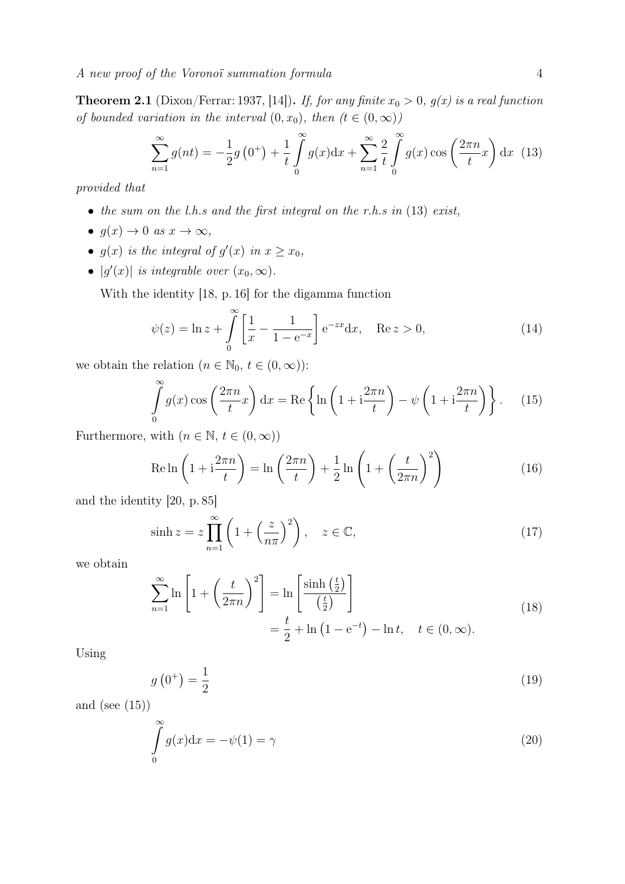**Theorem 2.1** (Dixon/Ferrar: 1937, [14]). *If, for any finite $x_0 > 0$, $g(x)$ is a real function of bounded variation in the interval $(0, x_0)$, then $(t \in (0, \infty))$*

$$\sum_{n=1}^{\infty} g(nt) = -\frac{1}{2} g\left(0^+\right) + \frac{1}{t} \int_0^{\infty} g(x) \mathrm{d}x + \sum_{n=1}^{\infty} \frac{2}{t} \int_0^{\infty} g(x) \cos\left(\frac{2\pi n}{t} x\right) \mathrm{d}x \quad (13)$$

*provided that*

- *the sum on the l.h.s and the first integral on the r.h.s in (13) exist,*
- *$g(x) \to 0$ as $x \to \infty$,*
- *$g(x)$ is the integral of $g'(x)$ in $x \geq x_0$,*
- *$|g'(x)|$ is integrable over $(x_0, \infty)$.*

With the identity [18, p. 16] for the digamma function

$$\psi(z) = \ln z + \int_0^{\infty} \left[\frac{1}{x} - \frac{1}{1 - \mathrm{e}^{-x}}\right] \mathrm{e}^{-zx} \mathrm{d}x, \quad \operatorname{Re} z > 0, \quad (14)$$

we obtain the relation ($n \in \mathbb{N}_0$, $t \in (0, \infty)$):

$$\int_0^{\infty} g(x) \cos\left(\frac{2\pi n}{t} x\right) \mathrm{d}x = \operatorname{Re}\left\{\ln\left(1 + \mathrm{i}\frac{2\pi n}{t}\right) - \psi\left(1 + \mathrm{i}\frac{2\pi n}{t}\right)\right\}. \quad (15)$$

Furthermore, with ($n \in \mathbb{N}$, $t \in (0, \infty)$)

$$\operatorname{Re} \ln\left(1 + \mathrm{i}\frac{2\pi n}{t}\right) = \ln\left(\frac{2\pi n}{t}\right) + \frac{1}{2} \ln\left(1 + \left(\frac{t}{2\pi n}\right)^2\right) \quad (16)$$

and the identity [20, p. 85]

$$\sinh z = z \prod_{n=1}^{\infty} \left(1 + \left(\frac{z}{n\pi}\right)^2\right), \quad z \in \mathbb{C}, \quad (17)$$

we obtain

$$\begin{aligned} \sum_{n=1}^{\infty} \ln\left[1 + \left(\frac{t}{2\pi n}\right)^2\right] &= \ln\left[\frac{\sinh\left(\frac{t}{2}\right)}{\left(\frac{t}{2}\right)}\right] \\ &= \frac{t}{2} + \ln\left(1 - \mathrm{e}^{-t}\right) - \ln t, \quad t \in (0, \infty). \end{aligned} \quad (18)$$

Using

$$g\left(0^+\right) = \frac{1}{2} \quad (19)$$

and (see (15))

$$\int_0^{\infty} g(x) \mathrm{d}x = -\psi(1) = \gamma \quad (20)$$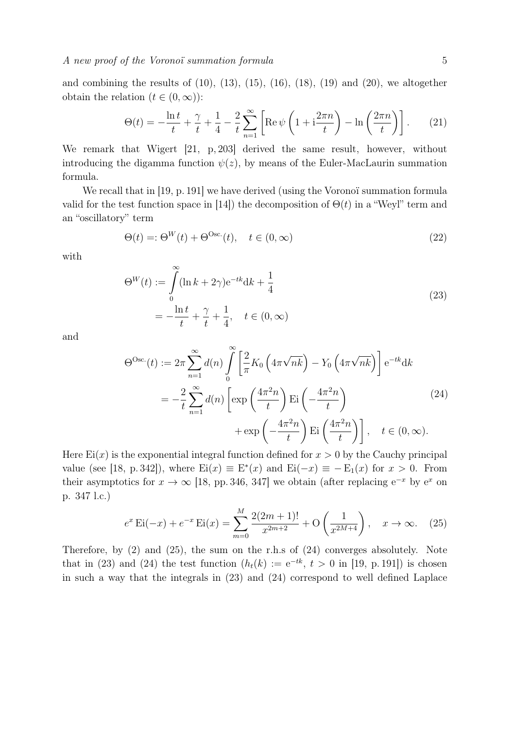and combining the results of (10), (13), (15), (16), (18), (19) and (20), we altogether obtain the relation ($t \in (0,\infty)$):

$$\Theta(t) = -\frac{\ln t}{t} + \frac{\gamma}{t} + \frac{1}{4} - \frac{2}{t}\sum_{n=1}^{\infty}\left[\operatorname{Re}\psi\left(1 + \mathrm{i}\frac{2\pi n}{t}\right) - \ln\left(\frac{2\pi n}{t}\right)\right]. \tag{21}$$

We remark that Wigert [21, p, 203] derived the same result, however, without introducing the digamma function $\psi(z)$, by means of the Euler-MacLaurin summation formula.

We recall that in [19, p. 191] we have derived (using the Voronoï summation formula valid for the test function space in [14]) the decomposition of $\Theta(t)$ in a "Weyl" term and an "oscillatory" term

$$\Theta(t) =: \Theta^{W}(t) + \Theta^{\text{Osc.}}(t), \quad t \in (0,\infty) \tag{22}$$

with

$$\begin{aligned}\Theta^{W}(t) &:= \int_0^{\infty}(\ln k + 2\gamma)\mathrm{e}^{-tk}\mathrm{d}k + \frac{1}{4} \\ &= -\frac{\ln t}{t} + \frac{\gamma}{t} + \frac{1}{4}, \quad t \in (0,\infty)\end{aligned} \tag{23}$$

and

$$\begin{aligned}\Theta^{\text{Osc.}}(t) &:= 2\pi\sum_{n=1}^{\infty} d(n)\int_0^{\infty}\left[\frac{2}{\pi}K_0\left(4\pi\sqrt{nk}\right) - Y_0\left(4\pi\sqrt{nk}\right)\right]\mathrm{e}^{-tk}\mathrm{d}k \\ &= -\frac{2}{t}\sum_{n=1}^{\infty} d(n)\left[\exp\left(\frac{4\pi^2 n}{t}\right)\operatorname{Ei}\left(-\frac{4\pi^2 n}{t}\right)\right. \\ &\qquad\qquad\left. + \exp\left(-\frac{4\pi^2 n}{t}\right)\operatorname{Ei}\left(\frac{4\pi^2 n}{t}\right)\right], \quad t \in (0,\infty).\end{aligned} \tag{24}$$

Here $\operatorname{Ei}(x)$ is the exponential integral function defined for $x > 0$ by the Cauchy principal value (see [18, p. 342]), where $\operatorname{Ei}(x) \equiv \mathrm{E}^{*}(x)$ and $\operatorname{Ei}(-x) \equiv -\mathrm{E}_1(x)$ for $x > 0$. From their asymptotics for $x \to \infty$ [18, pp. 346, 347] we obtain (after replacing $\mathrm{e}^{-x}$ by $\mathrm{e}^{x}$ on p. 347 l.c.)

$$e^{x}\operatorname{Ei}(-x) + e^{-x}\operatorname{Ei}(x) = \sum_{m=0}^{M}\frac{2(2m+1)!}{x^{2m+2}} + \mathrm{O}\left(\frac{1}{x^{2M+4}}\right), \quad x \to \infty. \tag{25}$$

Therefore, by (2) and (25), the sum on the r.h.s of (24) converges absolutely. Note that in (23) and (24) the test function ($h_t(k) := \mathrm{e}^{-tk}$, $t > 0$ in [19, p. 191]) is chosen in such a way that the integrals in (23) and (24) correspond to well defined Laplace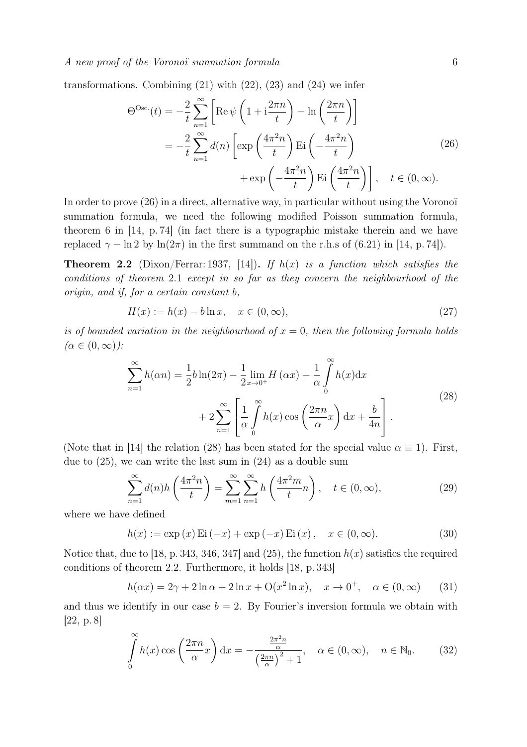transformations. Combining (21) with (22), (23) and (24) we infer

$$
\begin{aligned}
\Theta^{\mathrm{Osc.}}(t) &= -\frac{2}{t}\sum_{n=1}^{\infty}\left[\operatorname{Re}\psi\left(1+\mathrm{i}\frac{2\pi n}{t}\right)-\ln\left(\frac{2\pi n}{t}\right)\right] \\
&= -\frac{2}{t}\sum_{n=1}^{\infty} d(n)\left[\exp\left(\frac{4\pi^2 n}{t}\right)\operatorname{Ei}\left(-\frac{4\pi^2 n}{t}\right)\right. \\
&\qquad\qquad\left. +\exp\left(-\frac{4\pi^2 n}{t}\right)\operatorname{Ei}\left(\frac{4\pi^2 n}{t}\right)\right], \quad t\in(0,\infty).
\end{aligned} \tag{26}
$$

In order to prove (26) in a direct, alternative way, in particular without using the Voronoï summation formula, we need the following modified Poisson summation formula, theorem 6 in [14, p. 74] (in fact there is a typographic mistake therein and we have replaced $\gamma - \ln 2$ by $\ln(2\pi)$ in the first summand on the r.h.s of (6.21) in [14, p. 74]).

**Theorem 2.2** (Dixon/Ferrar: 1937, [14])**.** *If $h(x)$ is a function which satisfies the conditions of theorem* 2.1 *except in so far as they concern the neighbourhood of the origin, and if, for a certain constant $b$,*

$$
H(x) := h(x) - b\ln x, \quad x\in(0,\infty), \tag{27}
$$

*is of bounded variation in the neighbourhood of $x=0$, then the following formula holds ($\alpha\in(0,\infty)$):*

$$
\begin{aligned}
\sum_{n=1}^{\infty} h(\alpha n) &= \frac{1}{2}b\ln(2\pi) - \frac{1}{2}\lim_{x\to 0^+} H(\alpha x) + \frac{1}{\alpha}\int_0^{\infty} h(x)\mathrm{d}x \\
&\quad + 2\sum_{n=1}^{\infty}\left[\frac{1}{\alpha}\int_0^{\infty} h(x)\cos\left(\frac{2\pi n}{\alpha}x\right)\mathrm{d}x + \frac{b}{4n}\right].
\end{aligned} \tag{28}
$$

(Note that in [14] the relation (28) has been stated for the special value $\alpha \equiv 1$). First, due to (25), we can write the last sum in (24) as a double sum

$$
\sum_{n=1}^{\infty} d(n) h\left(\frac{4\pi^2 n}{t}\right) = \sum_{m=1}^{\infty}\sum_{n=1}^{\infty} h\left(\frac{4\pi^2 m}{t}n\right), \quad t\in(0,\infty), \tag{29}
$$

where we have defined

$$
h(x) := \exp(x)\operatorname{Ei}(-x) + \exp(-x)\operatorname{Ei}(x), \quad x\in(0,\infty). \tag{30}
$$

Notice that, due to [18, p. 343, 346, 347] and (25), the function $h(x)$ satisfies the required conditions of theorem 2.2. Furthermore, it holds [18, p. 343]

$$
h(\alpha x) = 2\gamma + 2\ln\alpha + 2\ln x + \mathrm{O}(x^2\ln x), \quad x\to 0^+, \quad \alpha\in(0,\infty) \tag{31}
$$

and thus we identify in our case $b=2$. By Fourier's inversion formula we obtain with [22, p. 8]

$$
\int_0^{\infty} h(x)\cos\left(\frac{2\pi n}{\alpha}x\right)\mathrm{d}x = -\frac{\frac{2\pi^2 n}{\alpha}}{\left(\frac{2\pi n}{\alpha}\right)^2+1}, \quad \alpha\in(0,\infty), \quad n\in\mathbb{N}_0. \tag{32}
$$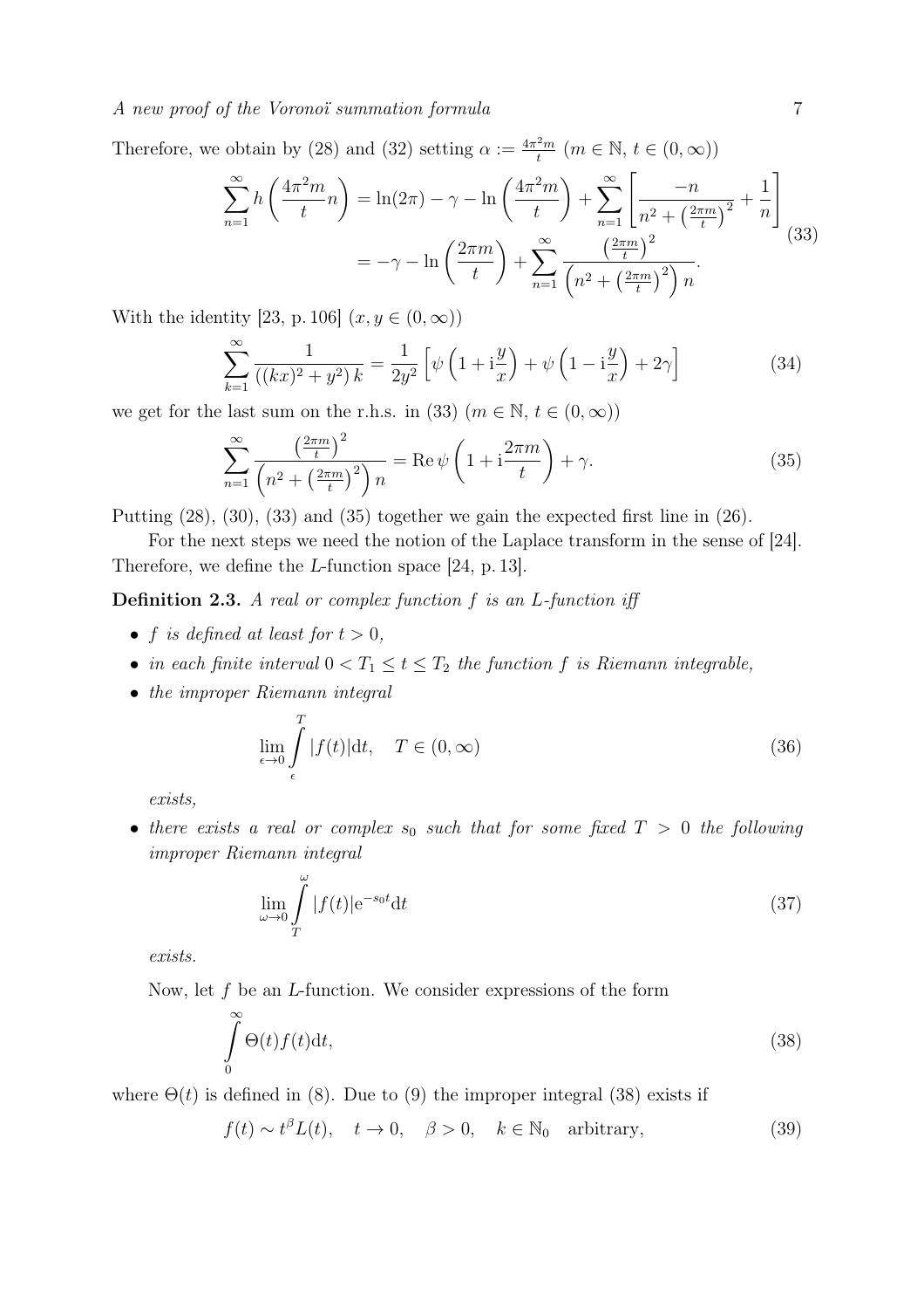Therefore, we obtain by (28) and (32) setting $\alpha := \frac{4\pi^2 m}{t}$ ($m \in \mathbb{N}$, $t \in (0,\infty)$)

$$
\begin{aligned}
\sum_{n=1}^{\infty} h\left(\frac{4\pi^2 m}{t} n\right) &= \ln(2\pi) - \gamma - \ln\left(\frac{4\pi^2 m}{t}\right) + \sum_{n=1}^{\infty}\left[\frac{-n}{n^2 + \left(\frac{2\pi m}{t}\right)^2} + \frac{1}{n}\right] \\
&= -\gamma - \ln\left(\frac{2\pi m}{t}\right) + \sum_{n=1}^{\infty} \frac{\left(\frac{2\pi m}{t}\right)^2}{\left(n^2 + \left(\frac{2\pi m}{t}\right)^2\right) n}.
\end{aligned} \tag{33}
$$

With the identity [23, p. 106] ($x, y \in (0,\infty)$)

$$
\sum_{k=1}^{\infty} \frac{1}{((kx)^2 + y^2)\, k} = \frac{1}{2y^2}\left[\psi\left(1 + \mathrm{i}\frac{y}{x}\right) + \psi\left(1 - \mathrm{i}\frac{y}{x}\right) + 2\gamma\right] \tag{34}
$$

we get for the last sum on the r.h.s. in (33) ($m \in \mathbb{N}$, $t \in (0,\infty)$)

$$
\sum_{n=1}^{\infty} \frac{\left(\frac{2\pi m}{t}\right)^2}{\left(n^2 + \left(\frac{2\pi m}{t}\right)^2\right) n} = \operatorname{Re}\psi\left(1 + \mathrm{i}\frac{2\pi m}{t}\right) + \gamma. \tag{35}
$$

Putting (28), (30), (33) and (35) together we gain the expected first line in (26).

For the next steps we need the notion of the Laplace transform in the sense of [24]. Therefore, we define the $L$-function space [24, p. 13].

**Definition 2.3.** *A real or complex function $f$ is an $L$-function iff*

- *$f$ is defined at least for $t > 0$,*
- *in each finite interval $0 < T_1 \leq t \leq T_2$ the function $f$ is Riemann integrable,*
- *the improper Riemann integral*

$$
\lim_{\epsilon \to 0} \int_{\epsilon}^{T} |f(t)| \mathrm{d}t, \quad T \in (0,\infty) \tag{36}
$$

  *exists,*
- *there exists a real or complex $s_0$ such that for some fixed $T > 0$ the following improper Riemann integral*

$$
\lim_{\omega \to 0} \int_{T}^{\omega} |f(t)| \mathrm{e}^{-s_0 t} \mathrm{d}t \tag{37}
$$

  *exists.*

Now, let $f$ be an $L$-function. We consider expressions of the form

$$
\int_{0}^{\infty} \Theta(t) f(t) \mathrm{d}t, \tag{38}
$$

where $\Theta(t)$ is defined in (8). Due to (9) the improper integral (38) exists if

$$
f(t) \sim t^{\beta} L(t), \quad t \to 0, \quad \beta > 0, \quad k \in \mathbb{N}_0 \quad \text{arbitrary}, \tag{39}
$$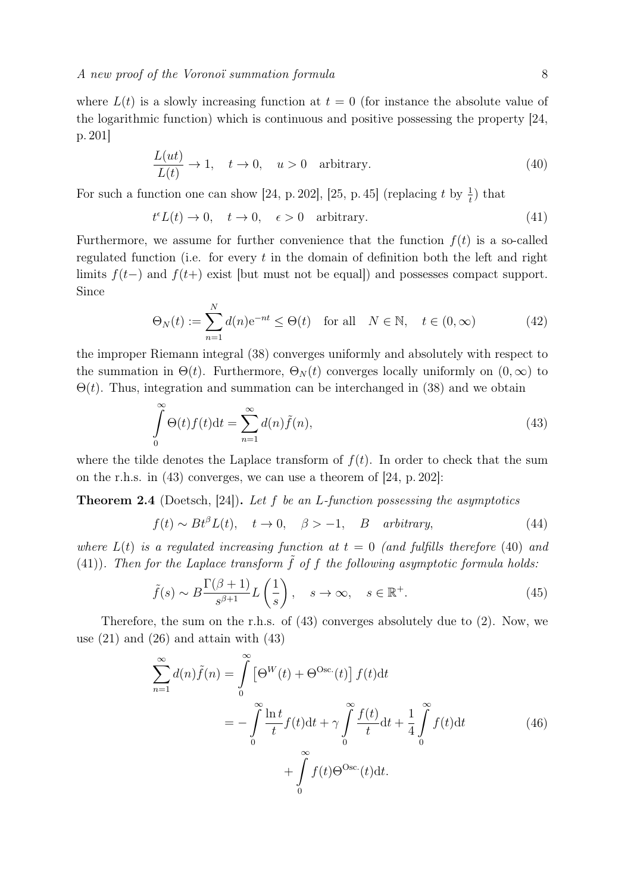where $L(t)$ is a slowly increasing function at $t = 0$ (for instance the absolute value of the logarithmic function) which is continuous and positive possessing the property [24, p. 201]

$$\frac{L(ut)}{L(t)} \to 1, \quad t \to 0, \quad u > 0 \quad \text{arbitrary.} \tag{40}$$

For such a function one can show [24, p. 202], [25, p. 45] (replacing $t$ by $\frac{1}{t}$) that

$$t^{\epsilon} L(t) \to 0, \quad t \to 0, \quad \epsilon > 0 \quad \text{arbitrary.} \tag{41}$$

Furthermore, we assume for further convenience that the function $f(t)$ is a so-called regulated function (i.e. for every $t$ in the domain of definition both the left and right limits $f(t-)$ and $f(t+)$ exist [but must not be equal]) and possesses compact support. Since

$$\Theta_N(t) := \sum_{n=1}^{N} d(n) \mathrm{e}^{-nt} \leq \Theta(t) \quad \text{for all} \quad N \in \mathbb{N}, \quad t \in (0, \infty) \tag{42}$$

the improper Riemann integral (38) converges uniformly and absolutely with respect to the summation in $\Theta(t)$. Furthermore, $\Theta_N(t)$ converges locally uniformly on $(0, \infty)$ to $\Theta(t)$. Thus, integration and summation can be interchanged in (38) and we obtain

$$\int_0^{\infty} \Theta(t) f(t) \mathrm{d}t = \sum_{n=1}^{\infty} d(n) \tilde{f}(n), \tag{43}$$

where the tilde denotes the Laplace transform of $f(t)$. In order to check that the sum on the r.h.s. in (43) converges, we can use a theorem of [24, p. 202]:

**Theorem 2.4** (Doetsch, [24])**.** *Let $f$ be an $L$-function possessing the asymptotics*

$$f(t) \sim B t^{\beta} L(t), \quad t \to 0, \quad \beta > -1, \quad B \quad \text{arbitrary}, \tag{44}$$

*where $L(t)$ is a regulated increasing function at $t = 0$ (and fulfills therefore (40) and (41)). Then for the Laplace transform $\tilde{f}$ of $f$ the following asymptotic formula holds:*

$$\tilde{f}(s) \sim B \frac{\Gamma(\beta + 1)}{s^{\beta+1}} L\left(\frac{1}{s}\right), \quad s \to \infty, \quad s \in \mathbb{R}^{+}. \tag{45}$$

Therefore, the sum on the r.h.s. of (43) converges absolutely due to (2). Now, we use (21) and (26) and attain with (43)

$$\begin{aligned} \sum_{n=1}^{\infty} d(n) \tilde{f}(n) &= \int_0^{\infty} \left[ \Theta^{W}(t) + \Theta^{\mathrm{Osc.}}(t) \right] f(t) \mathrm{d}t \\ &= -\int_0^{\infty} \frac{\ln t}{t} f(t) \mathrm{d}t + \gamma \int_0^{\infty} \frac{f(t)}{t} \mathrm{d}t + \frac{1}{4} \int_0^{\infty} f(t) \mathrm{d}t \\ &\quad + \int_0^{\infty} f(t) \Theta^{\mathrm{Osc.}}(t) \mathrm{d}t. \end{aligned} \tag{46}$$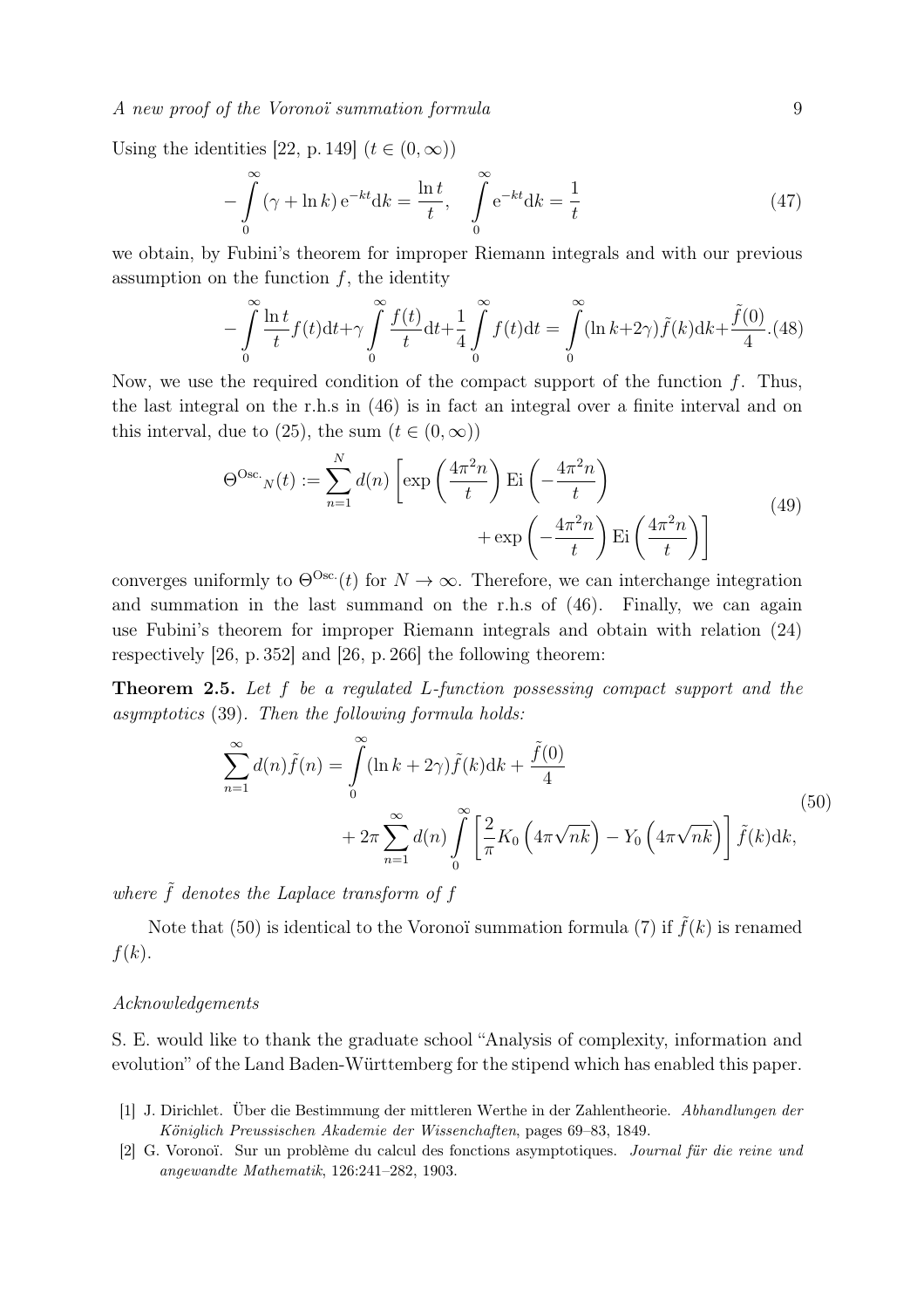Using the identities [22, p. 149] ($t \in (0, \infty)$)

$$
-\int_0^\infty (\gamma + \ln k)\, \mathrm{e}^{-kt} \mathrm{d}k = \frac{\ln t}{t}, \quad \int_0^\infty \mathrm{e}^{-kt} \mathrm{d}k = \frac{1}{t} \tag{47}
$$

we obtain, by Fubini's theorem for improper Riemann integrals and with our previous assumption on the function $f$, the identity

$$
-\int_0^\infty \frac{\ln t}{t} f(t) \mathrm{d}t + \gamma \int_0^\infty \frac{f(t)}{t} \mathrm{d}t + \frac{1}{4} \int_0^\infty f(t) \mathrm{d}t = \int_0^\infty (\ln k + 2\gamma) \tilde{f}(k) \mathrm{d}k + \frac{\tilde{f}(0)}{4}. \tag{48}
$$

Now, we use the required condition of the compact support of the function $f$. Thus, the last integral on the r.h.s in (46) is in fact an integral over a finite interval and on this interval, due to (25), the sum ($t \in (0, \infty)$)

$$
\Theta^{\mathrm{Osc.}}{}_N(t) := \sum_{n=1}^{N} d(n) \left[ \exp\left(\frac{4\pi^2 n}{t}\right) \mathrm{Ei}\left(-\frac{4\pi^2 n}{t}\right) + \exp\left(-\frac{4\pi^2 n}{t}\right) \mathrm{Ei}\left(\frac{4\pi^2 n}{t}\right) \right] \tag{49}
$$

converges uniformly to $\Theta^{\mathrm{Osc.}}(t)$ for $N \to \infty$. Therefore, we can interchange integration and summation in the last summand on the r.h.s of (46). Finally, we can again use Fubini's theorem for improper Riemann integrals and obtain with relation (24) respectively [26, p. 352] and [26, p. 266] the following theorem:

**Theorem 2.5.** *Let $f$ be a regulated L-function possessing compact support and the asymptotics* (39)*. Then the following formula holds:*

$$
\sum_{n=1}^{\infty} d(n) \tilde{f}(n) = \int_0^\infty (\ln k + 2\gamma) \tilde{f}(k) \mathrm{d}k + \frac{\tilde{f}(0)}{4} + 2\pi \sum_{n=1}^{\infty} d(n) \int_0^\infty \left[ \frac{2}{\pi} K_0\left(4\pi\sqrt{nk}\right) - Y_0\left(4\pi\sqrt{nk}\right) \right] \tilde{f}(k) \mathrm{d}k, \tag{50}
$$

*where $\tilde{f}$ denotes the Laplace transform of $f$*

Note that (50) is identical to the Voronoï summation formula (7) if $\tilde{f}(k)$ is renamed $f(k)$.

*Acknowledgements*

S. E. would like to thank the graduate school "Analysis of complexity, information and evolution" of the Land Baden-Württemberg for the stipend which has enabled this paper.

[1] J. Dirichlet. Über die Bestimmung der mittleren Werthe in der Zahlentheorie. *Abhandlungen der Königlich Preussischen Akademie der Wissenschaften*, pages 69–83, 1849.

[2] G. Voronoï. Sur un problème du calcul des fonctions asymptotiques. *Journal für die reine und angewandte Mathematik*, 126:241–282, 1903.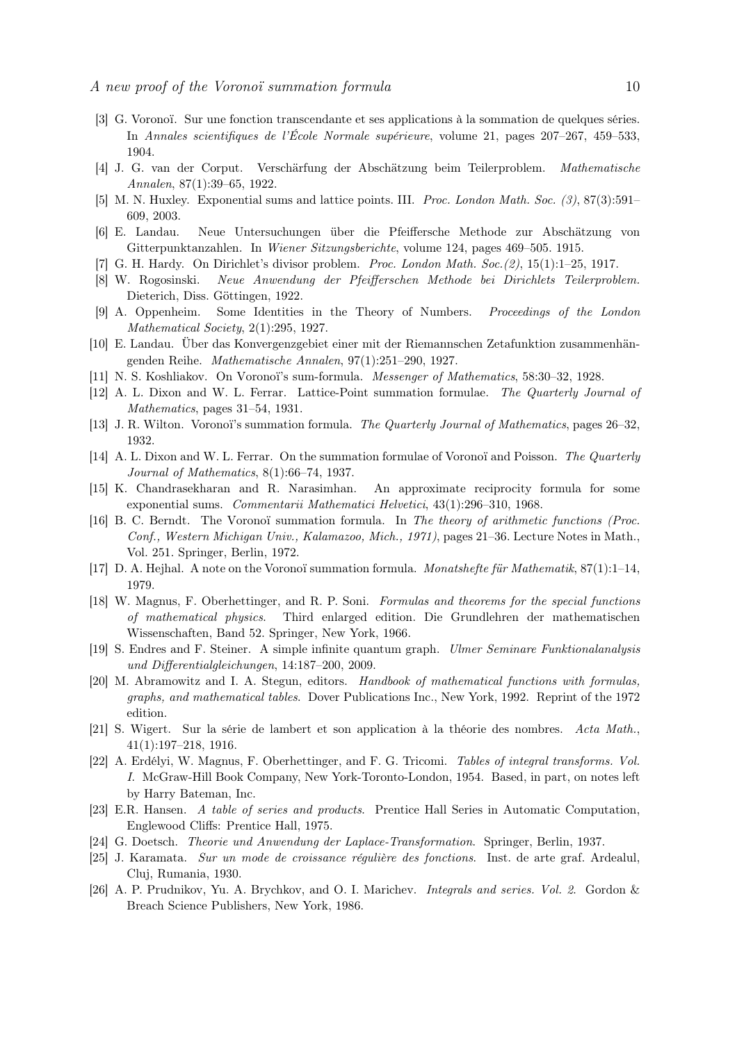[3] G. Voronoï. Sur une fonction transcendante et ses applications à la sommation de quelques séries. In *Annales scientifiques de l'École Normale supérieure*, volume 21, pages 207–267, 459–533, 1904.

[4] J. G. van der Corput. Verschärfung der Abschätzung beim Teilerproblem. *Mathematische Annalen*, 87(1):39–65, 1922.

[5] M. N. Huxley. Exponential sums and lattice points. III. *Proc. London Math. Soc. (3)*, 87(3):591–609, 2003.

[6] E. Landau. Neue Untersuchungen über die Pfeiffersche Methode zur Abschätzung von Gitterpunktanzahlen. In *Wiener Sitzungsberichte*, volume 124, pages 469–505. 1915.

[7] G. H. Hardy. On Dirichlet's divisor problem. *Proc. London Math. Soc.(2)*, 15(1):1–25, 1917.

[8] W. Rogosinski. *Neue Anwendung der Pfeifferschen Methode bei Dirichlets Teilerproblem.* Dieterich, Diss. Göttingen, 1922.

[9] A. Oppenheim. Some Identities in the Theory of Numbers. *Proceedings of the London Mathematical Society*, 2(1):295, 1927.

[10] E. Landau. Über das Konvergenzgebiet einer mit der Riemannschen Zetafunktion zusammenhängenden Reihe. *Mathematische Annalen*, 97(1):251–290, 1927.

[11] N. S. Koshliakov. On Voronoï's sum-formula. *Messenger of Mathematics*, 58:30–32, 1928.

[12] A. L. Dixon and W. L. Ferrar. Lattice-Point summation formulae. *The Quarterly Journal of Mathematics*, pages 31–54, 1931.

[13] J. R. Wilton. Voronoï's summation formula. *The Quarterly Journal of Mathematics*, pages 26–32, 1932.

[14] A. L. Dixon and W. L. Ferrar. On the summation formulae of Voronoï and Poisson. *The Quarterly Journal of Mathematics*, 8(1):66–74, 1937.

[15] K. Chandrasekharan and R. Narasimhan. An approximate reciprocity formula for some exponential sums. *Commentarii Mathematici Helvetici*, 43(1):296–310, 1968.

[16] B. C. Berndt. The Voronoï summation formula. In *The theory of arithmetic functions (Proc. Conf., Western Michigan Univ., Kalamazoo, Mich., 1971)*, pages 21–36. Lecture Notes in Math., Vol. 251. Springer, Berlin, 1972.

[17] D. A. Hejhal. A note on the Voronoï summation formula. *Monatshefte für Mathematik*, 87(1):1–14, 1979.

[18] W. Magnus, F. Oberhettinger, and R. P. Soni. *Formulas and theorems for the special functions of mathematical physics*. Third enlarged edition. Die Grundlehren der mathematischen Wissenschaften, Band 52. Springer, New York, 1966.

[19] S. Endres and F. Steiner. A simple infinite quantum graph. *Ulmer Seminare Funktionalanalysis und Differentialgleichungen*, 14:187–200, 2009.

[20] M. Abramowitz and I. A. Stegun, editors. *Handbook of mathematical functions with formulas, graphs, and mathematical tables*. Dover Publications Inc., New York, 1992. Reprint of the 1972 edition.

[21] S. Wigert. Sur la série de lambert et son application à la théorie des nombres. *Acta Math.*, 41(1):197–218, 1916.

[22] A. Erdélyi, W. Magnus, F. Oberhettinger, and F. G. Tricomi. *Tables of integral transforms. Vol. I.* McGraw-Hill Book Company, New York-Toronto-London, 1954. Based, in part, on notes left by Harry Bateman, Inc.

[23] E.R. Hansen. *A table of series and products*. Prentice Hall Series in Automatic Computation, Englewood Cliffs: Prentice Hall, 1975.

[24] G. Doetsch. *Theorie und Anwendung der Laplace-Transformation*. Springer, Berlin, 1937.

[25] J. Karamata. *Sur un mode de croissance régulière des fonctions*. Inst. de arte graf. Ardealul, Cluj, Rumania, 1930.

[26] A. P. Prudnikov, Yu. A. Brychkov, and O. I. Marichev. *Integrals and series. Vol. 2*. Gordon & Breach Science Publishers, New York, 1986.